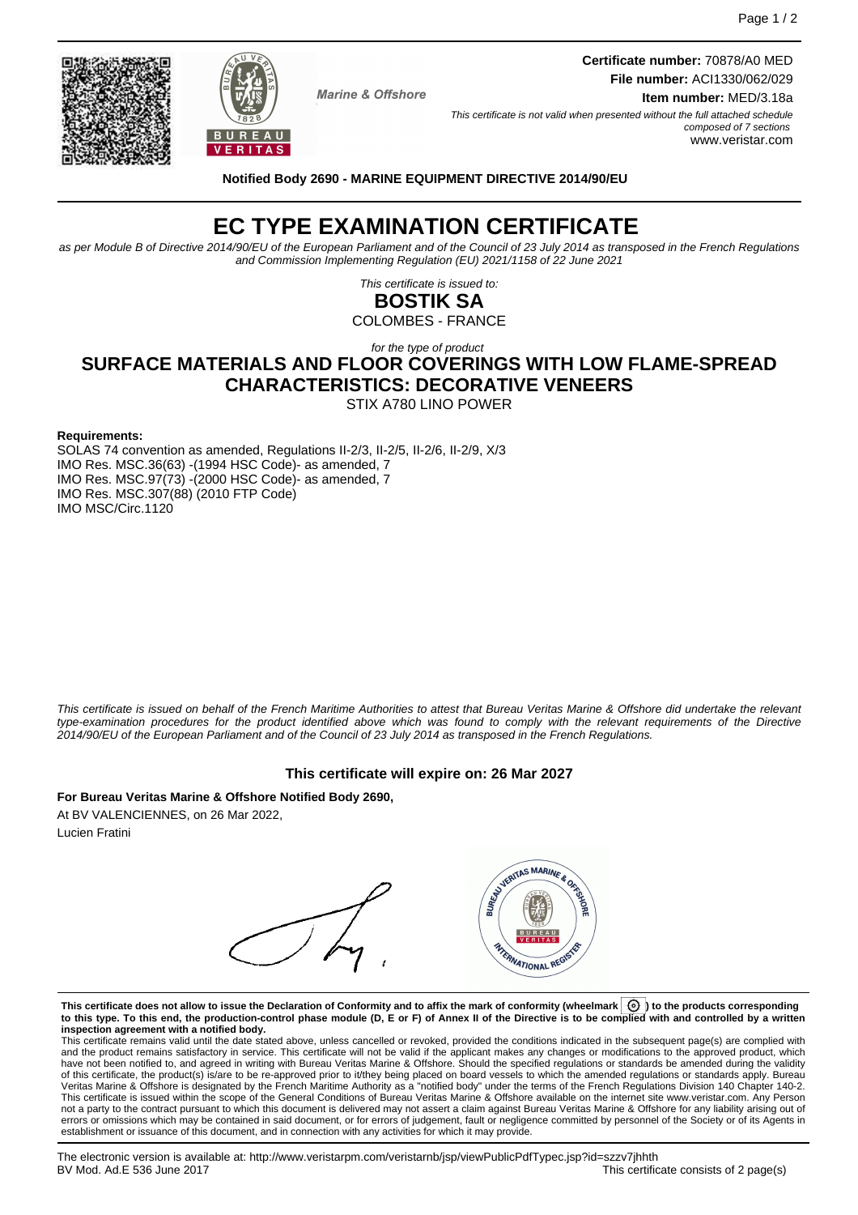**Certificate number:** 70878/A0 MED
**File number:** ACI1330/062/029
**Item number:** MED/3.18a

*This certificate is not valid when presented without the full attached schedule composed of 7 sections*
www.veristar.com

Marine & Offshore

**Notified Body 2690 - MARINE EQUIPMENT DIRECTIVE 2014/90/EU**

# EC TYPE EXAMINATION CERTIFICATE

*as per Module B of Directive 2014/90/EU of the European Parliament and of the Council of 23 July 2014 as transposed in the French Regulations and Commission Implementing Regulation (EU) 2021/1158 of 22 June 2021*

*This certificate is issued to:*

**BOSTIK SA**

COLOMBES - FRANCE

*for the type of product*

## SURFACE MATERIALS AND FLOOR COVERINGS WITH LOW FLAME-SPREAD CHARACTERISTICS: DECORATIVE VENEERS

STIX A780 LINO POWER

**Requirements:**

SOLAS 74 convention as amended, Regulations II-2/3, II-2/5, II-2/6, II-2/9, X/3
IMO Res. MSC.36(63) -(1994 HSC Code)- as amended, 7
IMO Res. MSC.97(73) -(2000 HSC Code)- as amended, 7
IMO Res. MSC.307(88) (2010 FTP Code)
IMO MSC/Circ.1120

*This certificate is issued on behalf of the French Maritime Authorities to attest that Bureau Veritas Marine & Offshore did undertake the relevant type-examination procedures for the product identified above which was found to comply with the relevant requirements of the Directive 2014/90/EU of the European Parliament and of the Council of 23 July 2014 as transposed in the French Regulations.*

**This certificate will expire on: 26 Mar 2027**

**For Bureau Veritas Marine & Offshore Notified Body 2690,**

At BV VALENCIENNES, on 26 Mar 2022,

Lucien Fratini

**This certificate does not allow to issue the Declaration of Conformity and to affix the mark of conformity (wheelmark) to the products corresponding to this type. To this end, the production-control phase module (D, E or F) of Annex II of the Directive is to be complied with and controlled by a written inspection agreement with a notified body.**

This certificate remains valid until the date stated above, unless cancelled or revoked, provided the conditions indicated in the subsequent page(s) are complied with and the product remains satisfactory in service. This certificate will not be valid if the applicant makes any changes or modifications to the approved product, which have not been notified to, and agreed in writing with Bureau Veritas Marine & Offshore. Should the specified regulations or standards be amended during the validity of this certificate, the product(s) is/are to be re-approved prior to it/they being placed on board vessels to which the amended regulations or standards apply. Bureau Veritas Marine & Offshore is designated by the French Maritime Authority as a "notified body" under the terms of the French Regulations Division 140 Chapter 140-2. This certificate is issued within the scope of the General Conditions of Bureau Veritas Marine & Offshore available on the internet site www.veristar.com. Any Person not a party to the contract pursuant to which this document is delivered may not assert a claim against Bureau Veritas Marine & Offshore for any liability arising out of errors or omissions which may be contained in said document, or for errors of judgement, fault or negligence committed by personnel of the Society or of its Agents in establishment or issuance of this document, and in connection with any activities for which it may provide.

The electronic version is available at: http://www.veristarpm.com/veristarnb/jsp/viewPublicPdfTypec.jsp?id=szzv7jhhth
BV Mod. Ad.E 536 June 2017

This certificate consists of 2 page(s)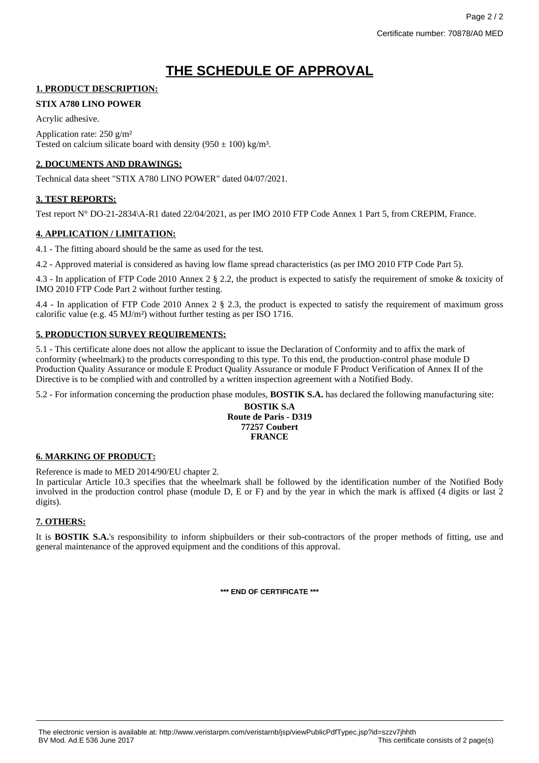# THE SCHEDULE OF APPROVAL

## 1. PRODUCT DESCRIPTION:

**STIX A780 LINO POWER**

Acrylic adhesive.

Application rate: 250 g/m²
Tested on calcium silicate board with density (950 ± 100) kg/m³.

## 2. DOCUMENTS AND DRAWINGS:

Technical data sheet "STIX A780 LINO POWER" dated 04/07/2021.

## 3. TEST REPORTS:

Test report N° DO-21-2834\A-R1 dated 22/04/2021, as per IMO 2010 FTP Code Annex 1 Part 5, from CREPIM, France.

## 4. APPLICATION / LIMITATION:

4.1 - The fitting aboard should be the same as used for the test.

4.2 - Approved material is considered as having low flame spread characteristics (as per IMO 2010 FTP Code Part 5).

4.3 - In application of FTP Code 2010 Annex 2 § 2.2, the product is expected to satisfy the requirement of smoke & toxicity of IMO 2010 FTP Code Part 2 without further testing.

4.4 - In application of FTP Code 2010 Annex 2 § 2.3, the product is expected to satisfy the requirement of maximum gross calorific value (e.g. 45 MJ/m²) without further testing as per ISO 1716.

## 5. PRODUCTION SURVEY REQUIREMENTS:

5.1 - This certificate alone does not allow the applicant to issue the Declaration of Conformity and to affix the mark of conformity (wheelmark) to the products corresponding to this type. To this end, the production-control phase module D Production Quality Assurance or module E Product Quality Assurance or module F Product Verification of Annex II of the Directive is to be complied with and controlled by a written inspection agreement with a Notified Body.

5.2 - For information concerning the production phase modules, **BOSTIK S.A.** has declared the following manufacturing site:

**BOSTIK S.A**
**Route de Paris - D319**
**77257 Coubert**
**FRANCE**

## 6. MARKING OF PRODUCT:

Reference is made to MED 2014/90/EU chapter 2.
In particular Article 10.3 specifies that the wheelmark shall be followed by the identification number of the Notified Body involved in the production control phase (module D, E or F) and by the year in which the mark is affixed (4 digits or last 2 digits).

## 7. OTHERS:

It is **BOSTIK S.A.**'s responsibility to inform shipbuilders or their sub-contractors of the proper methods of fitting, use and general maintenance of the approved equipment and the conditions of this approval.

**\*\*\* END OF CERTIFICATE \*\*\***

The electronic version is available at: http://www.veristarpm.com/veristarnb/jsp/viewPublicPdfTypec.jsp?id=szzv7jhhth
BV Mod. Ad.E 536 June 2017
This certificate consists of 2 page(s)